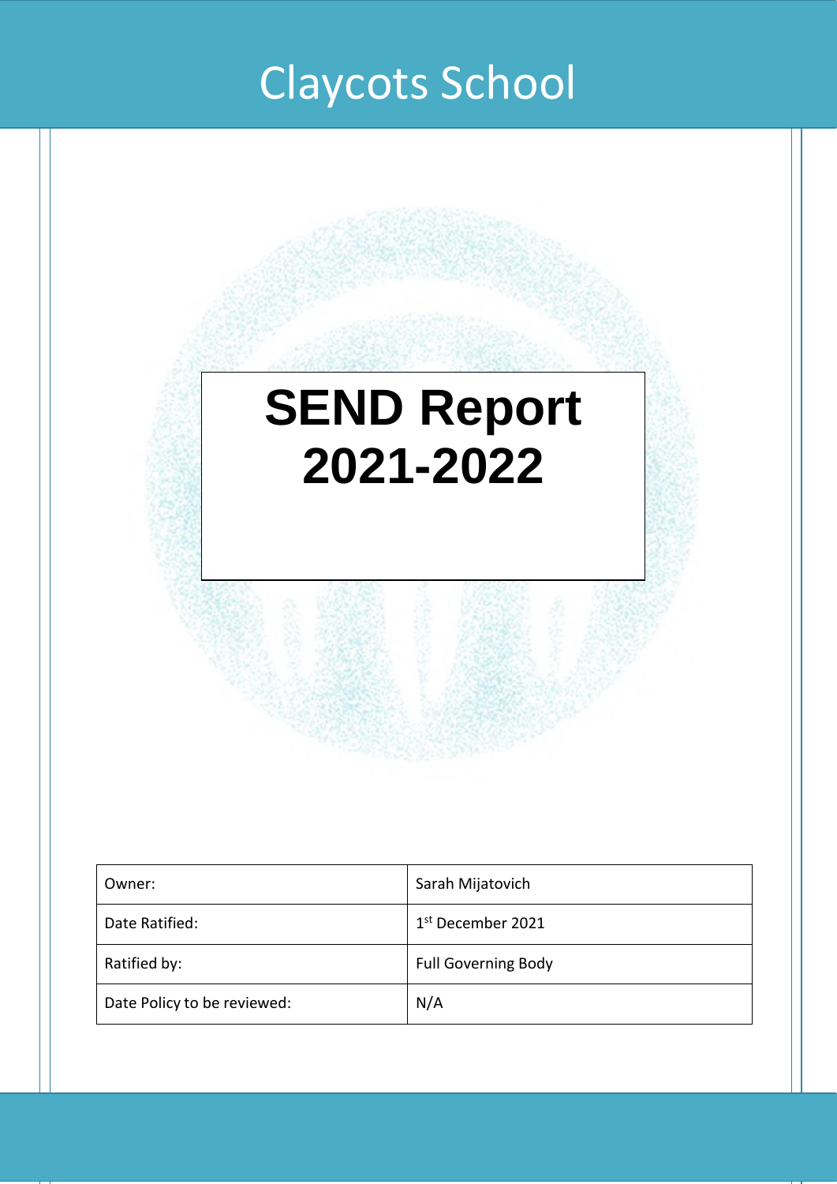# Claycots School

# SEND Report 2021-2022

| Owner: | Sarah Mijatovich |
| --- | --- |
| Date Ratified: | 1st December 2021 |
| Ratified by: | Full Governing Body |
| Date Policy to be reviewed: | N/A |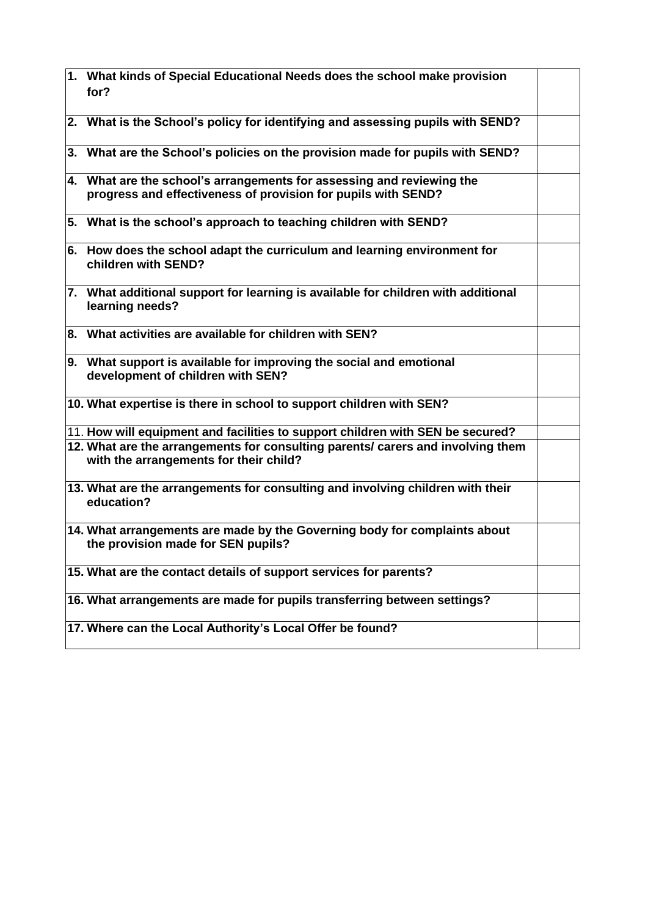| | |
|---|---|
| **1. What kinds of Special Educational Needs does the school make provision for?** | |
| **2. What is the School's policy for identifying and assessing pupils with SEND?** | |
| **3. What are the School's policies on the provision made for pupils with SEND?** | |
| **4. What are the school's arrangements for assessing and reviewing the progress and effectiveness of provision for pupils with SEND?** | |
| **5. What is the school's approach to teaching children with SEND?** | |
| **6. How does the school adapt the curriculum and learning environment for children with SEND?** | |
| **7. What additional support for learning is available for children with additional learning needs?** | |
| **8. What activities are available for children with SEN?** | |
| **9. What support is available for improving the social and emotional development of children with SEN?** | |
| **10. What expertise is there in school to support children with SEN?** | |
| 11. **How will equipment and facilities to support children with SEN be secured?** | |
| **12. What are the arrangements for consulting parents/ carers and involving them with the arrangements for their child?** | |
| **13. What are the arrangements for consulting and involving children with their education?** | |
| **14. What arrangements are made by the Governing body for complaints about the provision made for SEN pupils?** | |
| **15. What are the contact details of support services for parents?** | |
| **16. What arrangements are made for pupils transferring between settings?** | |
| **17. Where can the Local Authority's Local Offer be found?** | |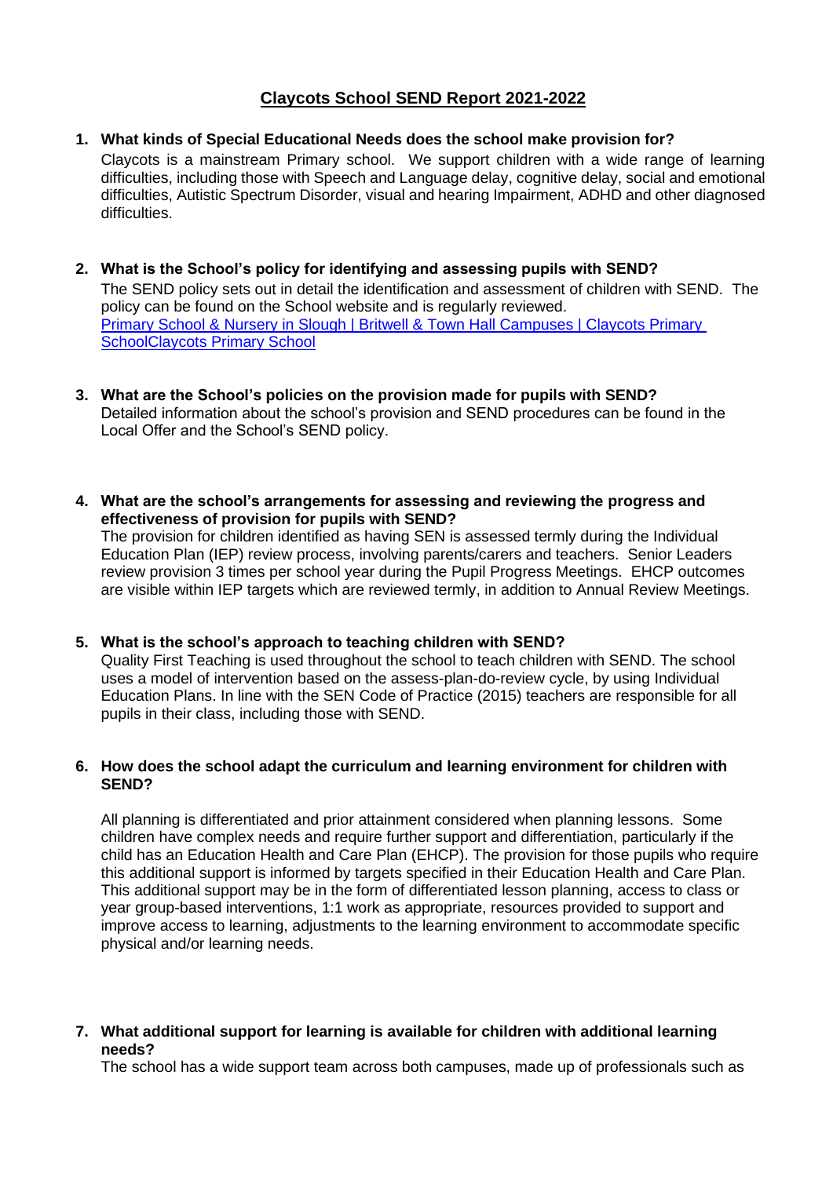# Claycots School SEND Report 2021-2022

1. **What kinds of Special Educational Needs does the school make provision for?**

   Claycots is a mainstream Primary school. We support children with a wide range of learning difficulties, including those with Speech and Language delay, cognitive delay, social and emotional difficulties, Autistic Spectrum Disorder, visual and hearing Impairment, ADHD and other diagnosed difficulties.

2. **What is the School's policy for identifying and assessing pupils with SEND?**

   The SEND policy sets out in detail the identification and assessment of children with SEND. The policy can be found on the School website and is regularly reviewed.
   Primary School & Nursery in Slough | Britwell & Town Hall Campuses | Claycots Primary SchoolClaycots Primary School

3. **What are the School's policies on the provision made for pupils with SEND?**

   Detailed information about the school's provision and SEND procedures can be found in the Local Offer and the School's SEND policy.

4. **What are the school's arrangements for assessing and reviewing the progress and effectiveness of provision for pupils with SEND?**

   The provision for children identified as having SEN is assessed termly during the Individual Education Plan (IEP) review process, involving parents/carers and teachers. Senior Leaders review provision 3 times per school year during the Pupil Progress Meetings. EHCP outcomes are visible within IEP targets which are reviewed termly, in addition to Annual Review Meetings.

5. **What is the school's approach to teaching children with SEND?**

   Quality First Teaching is used throughout the school to teach children with SEND. The school uses a model of intervention based on the assess-plan-do-review cycle, by using Individual Education Plans. In line with the SEN Code of Practice (2015) teachers are responsible for all pupils in their class, including those with SEND.

6. **How does the school adapt the curriculum and learning environment for children with SEND?**

   All planning is differentiated and prior attainment considered when planning lessons. Some children have complex needs and require further support and differentiation, particularly if the child has an Education Health and Care Plan (EHCP). The provision for those pupils who require this additional support is informed by targets specified in their Education Health and Care Plan. This additional support may be in the form of differentiated lesson planning, access to class or year group-based interventions, 1:1 work as appropriate, resources provided to support and improve access to learning, adjustments to the learning environment to accommodate specific physical and/or learning needs.

7. **What additional support for learning is available for children with additional learning needs?**

   The school has a wide support team across both campuses, made up of professionals such as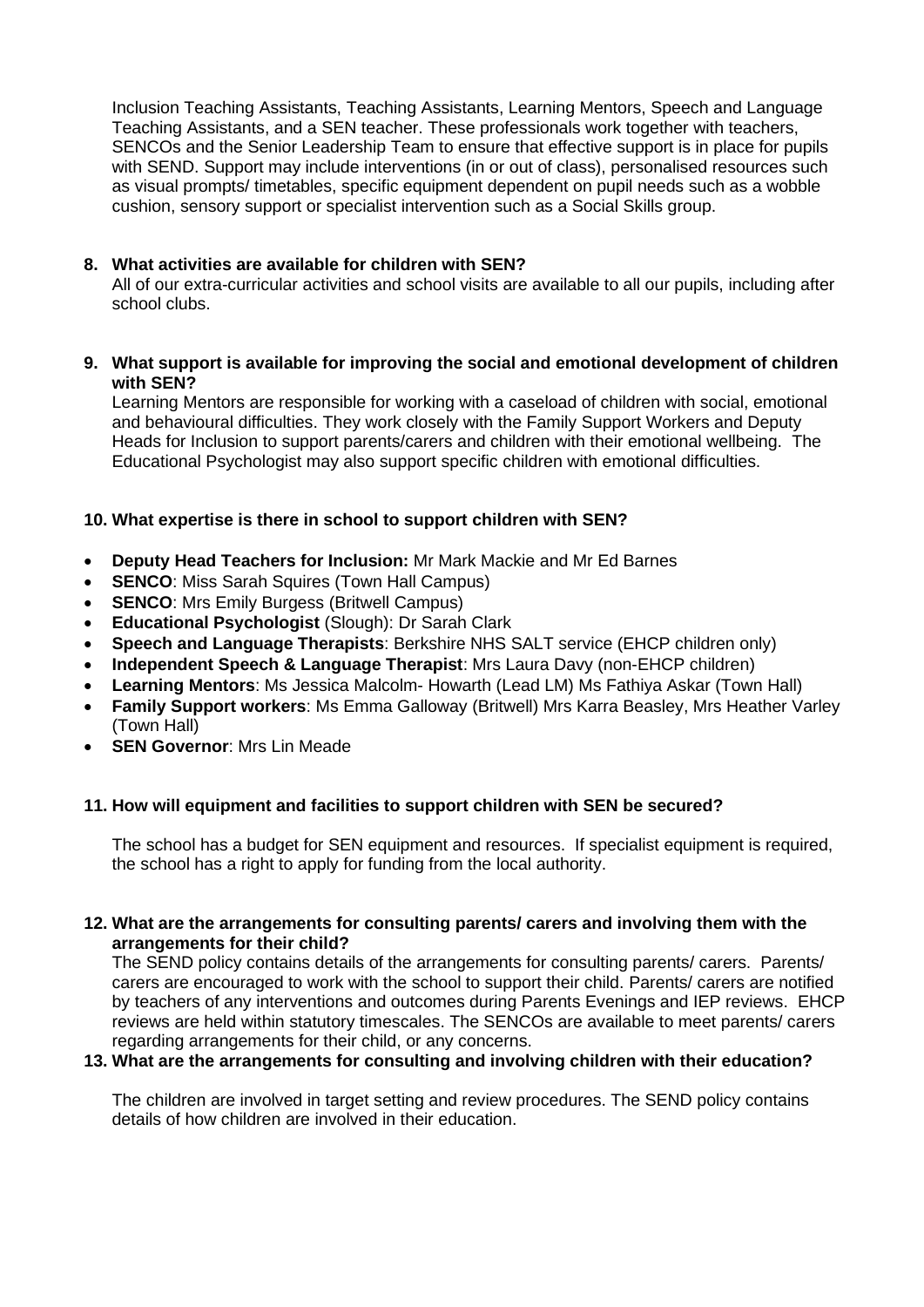Inclusion Teaching Assistants, Teaching Assistants, Learning Mentors, Speech and Language Teaching Assistants, and a SEN teacher. These professionals work together with teachers, SENCOs and the Senior Leadership Team to ensure that effective support is in place for pupils with SEND. Support may include interventions (in or out of class), personalised resources such as visual prompts/ timetables, specific equipment dependent on pupil needs such as a wobble cushion, sensory support or specialist intervention such as a Social Skills group.

**8. What activities are available for children with SEN?**

All of our extra-curricular activities and school visits are available to all our pupils, including after school clubs.

**9. What support is available for improving the social and emotional development of children with SEN?**

Learning Mentors are responsible for working with a caseload of children with social, emotional and behavioural difficulties. They work closely with the Family Support Workers and Deputy Heads for Inclusion to support parents/carers and children with their emotional wellbeing. The Educational Psychologist may also support specific children with emotional difficulties.

**10. What expertise is there in school to support children with SEN?**

- **Deputy Head Teachers for Inclusion:** Mr Mark Mackie and Mr Ed Barnes
- **SENCO**: Miss Sarah Squires (Town Hall Campus)
- **SENCO**: Mrs Emily Burgess (Britwell Campus)
- **Educational Psychologist** (Slough): Dr Sarah Clark
- **Speech and Language Therapists**: Berkshire NHS SALT service (EHCP children only)
- **Independent Speech & Language Therapist**: Mrs Laura Davy (non-EHCP children)
- **Learning Mentors**: Ms Jessica Malcolm- Howarth (Lead LM) Ms Fathiya Askar (Town Hall)
- **Family Support workers**: Ms Emma Galloway (Britwell) Mrs Karra Beasley, Mrs Heather Varley (Town Hall)
- **SEN Governor**: Mrs Lin Meade

**11. How will equipment and facilities to support children with SEN be secured?**

The school has a budget for SEN equipment and resources. If specialist equipment is required, the school has a right to apply for funding from the local authority.

**12. What are the arrangements for consulting parents/ carers and involving them with the arrangements for their child?**

The SEND policy contains details of the arrangements for consulting parents/ carers. Parents/ carers are encouraged to work with the school to support their child. Parents/ carers are notified by teachers of any interventions and outcomes during Parents Evenings and IEP reviews. EHCP reviews are held within statutory timescales. The SENCOs are available to meet parents/ carers regarding arrangements for their child, or any concerns.

**13. What are the arrangements for consulting and involving children with their education?**

The children are involved in target setting and review procedures. The SEND policy contains details of how children are involved in their education.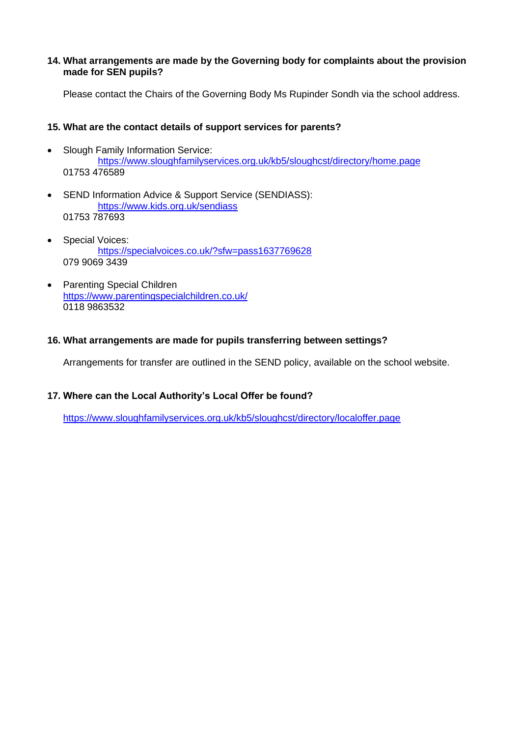**14. What arrangements are made by the Governing body for complaints about the provision made for SEN pupils?**

Please contact the Chairs of the Governing Body Ms Rupinder Sondh via the school address.

**15. What are the contact details of support services for parents?**

- Slough Family Information Service:
  https://www.sloughfamilyservices.org.uk/kb5/sloughcst/directory/home.page
  01753 476589

- SEND Information Advice & Support Service (SENDIASS):
  https://www.kids.org.uk/sendiass
  01753 787693

- Special Voices:
  https://specialvoices.co.uk/?sfw=pass1637769628
  079 9069 3439

- Parenting Special Children
  https://www.parentingspecialchildren.co.uk/
  0118 9863532

**16. What arrangements are made for pupils transferring between settings?**

Arrangements for transfer are outlined in the SEND policy, available on the school website.

**17. Where can the Local Authority's Local Offer be found?**

https://www.sloughfamilyservices.org.uk/kb5/sloughcst/directory/localoffer.page